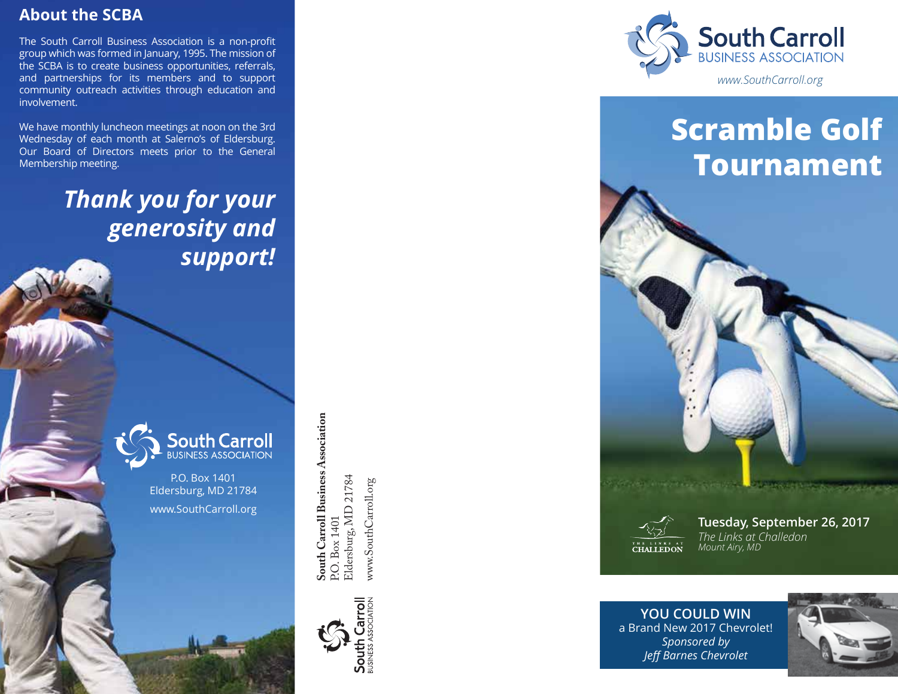## About the SCBA

The South Carroll Business Association is a non-profit group which was formed in January, 1995. The mission of the SCBA is to create business opportunities, referrals, and partnerships for its members and to support community outreach activities through education and involvement.

We have monthly luncheon meetings at noon on the 3rd Wednesday of each month at Salerno's of Eldersburg. Our Board of Directors meets prior to the General Membership meeting.

***Thank you for your generosity and support!***

South Carroll
BUSINESS ASSOCIATION

P.O. Box 1401
Eldersburg, MD 21784
www.SouthCarroll.org

**South Carroll Business Association**
P.O. Box 1401
Eldersburg, MD 21784
www.SouthCarroll.org

South Carroll
BUSINESS ASSOCIATION

South Carroll
BUSINESS ASSOCIATION
*www.SouthCarroll.org*

# Scramble Golf Tournament

THE LINKS AT CHALLEDON

**Tuesday, September 26, 2017**
*The Links at Challedon*
*Mount Airy, MD*

**YOU COULD WIN**
a Brand New 2017 Chevrolet!
*Sponsored by*
*Jeff Barnes Chevrolet*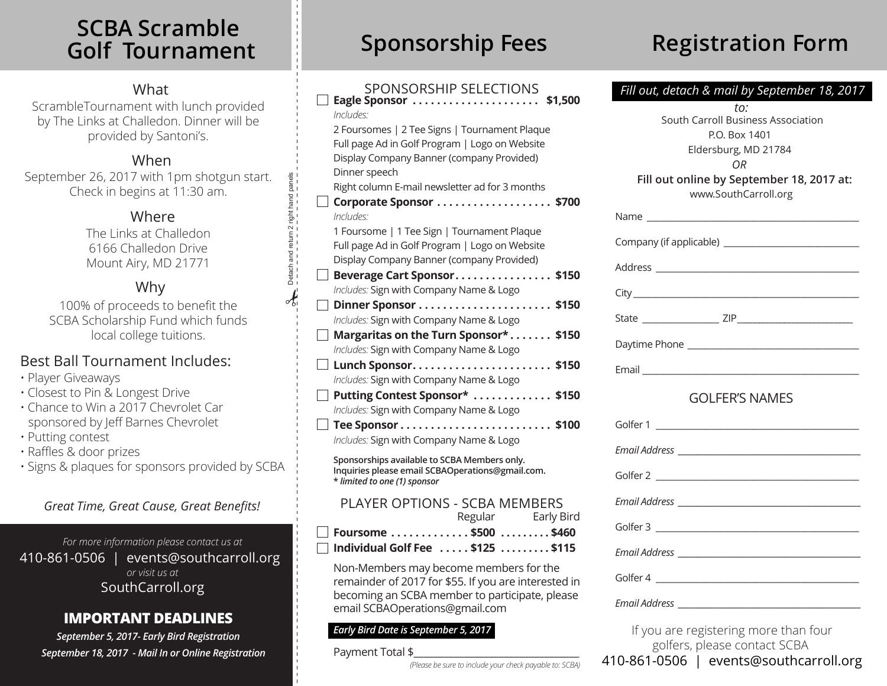# SCBA Scramble Golf Tournament

## What

ScrambleTournament with lunch provided by The Links at Challedon. Dinner will be provided by Santoni's.

## When

September 26, 2017 with 1pm shotgun start. Check in begins at 11:30 am.

## Where

The Links at Challedon
6166 Challedon Drive
Mount Airy, MD 21771

## Why

100% of proceeds to benefit the SCBA Scholarship Fund which funds local college tuitions.

## Best Ball Tournament Includes:

- Player Giveaways
- Closest to Pin & Longest Drive
- Chance to Win a 2017 Chevrolet Car sponsored by Jeff Barnes Chevrolet
- Putting contest
- Raffles & door prizes
- Signs & plaques for sponsors provided by SCBA

*Great Time, Great Cause, Great Benefits!*

*For more information please contact us at*
410-861-0506 | events@southcarroll.org
*or visit us at*
SouthCarroll.org

**IMPORTANT DEADLINES**

***September 5, 2017- Early Bird Registration***

***September 18, 2017 - Mail In or Online Registration***

Detach and return 2 right hand panels

# Sponsorship Fees

## SPONSORSHIP SELECTIONS

- ☐ **Eagle Sponsor .................... $1,500**
  *Includes:*
  2 Foursomes | 2 Tee Signs | Tournament Plaque
  Full page Ad in Golf Program | Logo on Website
  Display Company Banner (company Provided)
  Dinner speech
  Right column E-mail newsletter ad for 3 months
- ☐ **Corporate Sponsor .................. $700**
  *Includes:*
  1 Foursome | 1 Tee Sign | Tournament Plaque
  Full page Ad in Golf Program | Logo on Website
  Display Company Banner (company Provided)
- ☐ **Beverage Cart Sponsor................ $150**
  *Includes:* Sign with Company Name & Logo
- ☐ **Dinner Sponsor ...................... $150**
  *Includes:* Sign with Company Name & Logo
- ☐ **Margaritas on the Turn Sponsor*....... $150**
  *Includes:* Sign with Company Name & Logo
- ☐ **Lunch Sponsor....................... $150**
  *Includes:* Sign with Company Name & Logo
- ☐ **Putting Contest Sponsor* ............. $150**
  *Includes:* Sign with Company Name & Logo
- ☐ **Tee Sponsor ......................... $100**
  *Includes:* Sign with Company Name & Logo

**Sponsorships available to SCBA Members only.**
**Inquiries please email SCBAOperations@gmail.com.**
**\* *limited to one (1) sponsor***

## PLAYER OPTIONS - SCBA MEMBERS

| | Regular | Early Bird |
|---|---|---|
| ☐ **Foursome** | **$500** | **$460** |
| ☐ **Individual Golf Fee** | **$125** | **$115** |

Non-Members may become members for the remainder of 2017 for $55. If you are interested in becoming an SCBA member to participate, please email SCBAOperations@gmail.com

***Early Bird Date is September 5, 2017***

Payment Total $________________________

*(Please be sure to include your check payable to: SCBA)*

# Registration Form

*Fill out, detach & mail by September 18, 2017 to:*

South Carroll Business Association
P.O. Box 1401
Eldersburg, MD 21784
*OR*
**Fill out online by September 18, 2017 at:**
www.SouthCarroll.org

Name ________________________________

Company (if applicable) ________________________________

Address ________________________________

City ________________________________

State ______________ ZIP ______________

Daytime Phone ________________________________

Email ________________________________

## GOLFER'S NAMES

Golfer 1 ________________________________

*Email Address* ________________________________

Golfer 2 ________________________________

*Email Address* ________________________________

Golfer 3 ________________________________

*Email Address* ________________________________

Golfer 4 ________________________________

*Email Address* ________________________________

If you are registering more than four golfers, please contact SCBA
410-861-0506 | events@southcarroll.org